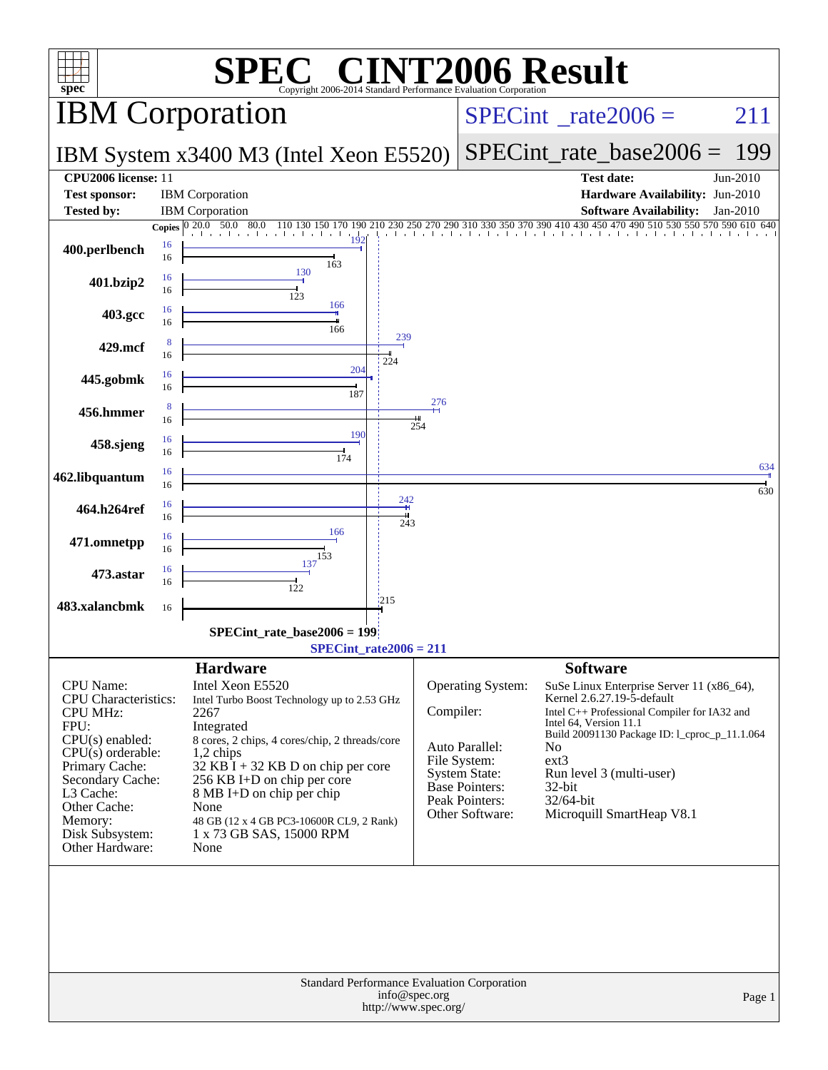# SPEC CINT2006 Result

Copyright 2006-2014 Standard Performance Evaluation Corporation

## IBM Corporation

**IBM System x3400 M3 (Intel Xeon E5520)**

SPECint_rate2006 = 211

SPECint_rate_base2006 = 199

| | | | |
|---|---|---|---|
| **CPU2006 license:** 11 | | **Test date:** | Jun-2010 |
| **Test sponsor:** | IBM Corporation | **Hardware Availability:** | Jun-2010 |
| **Tested by:** | IBM Corporation | **Software Availability:** | Jan-2010 |

| Benchmark | Copies (peak) | Peak | Copies (base) | Base |
|---|---|---|---|---|
| 400.perlbench | 16 | 192 | 16 | 163 |
| 401.bzip2 | 16 | 130 | 16 | 123 |
| 403.gcc | 16 | 166 | 16 | 166 |
| 429.mcf | 8 | 239 | 16 | 224 |
| 445.gobmk | 16 | 204 | 16 | 187 |
| 456.hmmer | 8 | 276 | 16 | 254 |
| 458.sjeng | 16 | 190 | 16 | 174 |
| 462.libquantum | 16 | 634 | 16 | 630 |
| 464.h264ref | 16 | 242 | 16 | 243 |
| 471.omnetpp | 16 | 166 | 16 | 153 |
| 473.astar | 16 | 137 | 16 | 122 |
| 483.xalancbmk | 16 | 215 | 16 | 215 |

SPECint_rate_base2006 = 199

SPECint_rate2006 = 211

## Hardware

| | |
|---|---|
| CPU Name: | Intel Xeon E5520 |
| CPU Characteristics: | Intel Turbo Boost Technology up to 2.53 GHz |
| CPU MHz: | 2267 |
| FPU: | Integrated |
| CPU(s) enabled: | 8 cores, 2 chips, 4 cores/chip, 2 threads/core |
| CPU(s) orderable: | 1,2 chips |
| Primary Cache: | 32 KB I + 32 KB D on chip per core |
| Secondary Cache: | 256 KB I+D on chip per core |
| L3 Cache: | 8 MB I+D on chip per chip |
| Other Cache: | None |
| Memory: | 48 GB (12 x 4 GB PC3-10600R CL9, 2 Rank) |
| Disk Subsystem: | 1 x 73 GB SAS, 15000 RPM |
| Other Hardware: | None |

## Software

| | |
|---|---|
| Operating System: | SuSe Linux Enterprise Server 11 (x86_64), Kernel 2.6.27.19-5-default |
| Compiler: | Intel C++ Professional Compiler for IA32 and Intel 64, Version 11.1 Build 20091130 Package ID: l_cproc_p_11.1.064 |
| Auto Parallel: | No |
| File System: | ext3 |
| System State: | Run level 3 (multi-user) |
| Base Pointers: | 32-bit |
| Peak Pointers: | 32/64-bit |
| Other Software: | Microquill SmartHeap V8.1 |

Standard Performance Evaluation Corporation
info@spec.org
http://www.spec.org/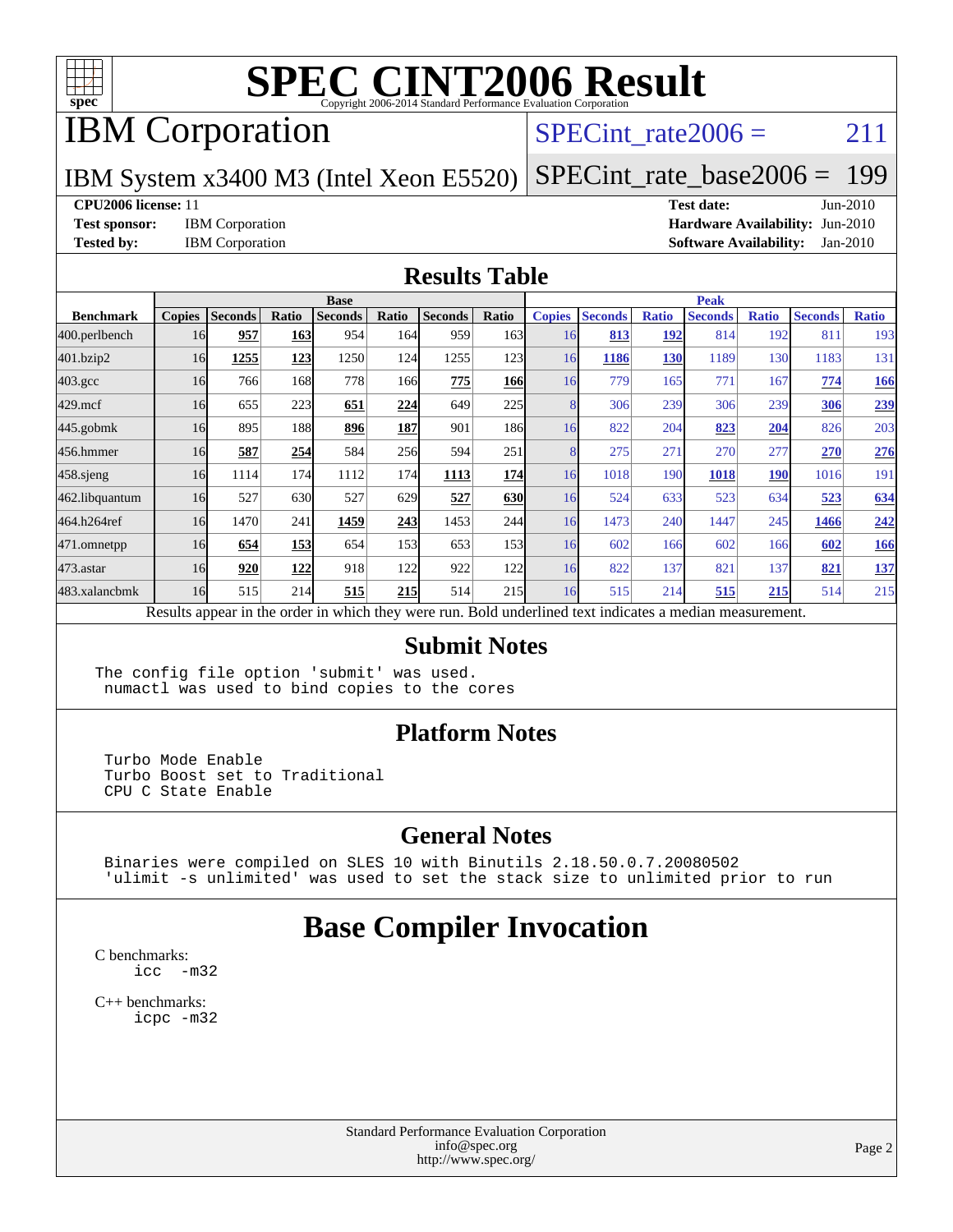# SPEC CINT2006 Result

Copyright 2006-2014 Standard Performance Evaluation Corporation

## IBM Corporation

IBM System x3400 M3 (Intel Xeon E5520)

SPECint_rate2006 = 211

SPECint_rate_base2006 = 199

**CPU2006 license:** 11
**Test sponsor:** IBM Corporation
**Tested by:** IBM Corporation

**Test date:** Jun-2010
**Hardware Availability:** Jun-2010
**Software Availability:** Jan-2010

## Results Table

| | Base | | | | | | | Peak | | | | | | |
|---|---|---|---|---|---|---|---|---|---|---|---|---|---|---|
| **Benchmark** | **Copies** | **Seconds** | **Ratio** | **Seconds** | **Ratio** | **Seconds** | **Ratio** | **Copies** | **Seconds** | **Ratio** | **Seconds** | **Ratio** | **Seconds** | **Ratio** |
| 400.perlbench | 16 | **957** | **163** | 954 | 164 | 959 | 163 | 16 | **813** | **192** | 814 | 192 | 811 | 193 |
| 401.bzip2 | 16 | **1255** | **123** | 1250 | 124 | 1255 | 123 | 16 | **1186** | **130** | 1189 | 130 | 1183 | 131 |
| 403.gcc | 16 | 766 | 168 | 778 | 166 | **775** | **166** | 16 | 779 | 165 | 771 | 167 | **774** | **166** |
| 429.mcf | 16 | 655 | 223 | **651** | **224** | 649 | 225 | 8 | 306 | 239 | 306 | 239 | **306** | **239** |
| 445.gobmk | 16 | 895 | 188 | **896** | **187** | 901 | 186 | 16 | 822 | 204 | **823** | **204** | 826 | 203 |
| 456.hmmer | 16 | **587** | **254** | 584 | 256 | 594 | 251 | 8 | 275 | 271 | 270 | 277 | **270** | **276** |
| 458.sjeng | 16 | 1114 | 174 | 1112 | 174 | **1113** | **174** | 16 | 1018 | 190 | **1018** | **190** | 1016 | 191 |
| 462.libquantum | 16 | 527 | 630 | 527 | 629 | **527** | **630** | 16 | 524 | 633 | 523 | 634 | **523** | **634** |
| 464.h264ref | 16 | 1470 | 241 | **1459** | **243** | 1453 | 244 | 16 | 1473 | 240 | 1447 | 245 | **1466** | **242** |
| 471.omnetpp | 16 | **654** | **153** | 654 | 153 | 653 | 153 | 16 | 602 | 166 | 602 | 166 | **602** | **166** |
| 473.astar | 16 | **920** | **122** | 918 | 122 | 922 | 122 | 16 | 822 | 137 | 821 | 137 | **821** | **137** |
| 483.xalancbmk | 16 | 515 | 214 | **515** | **215** | 514 | 215 | 16 | 515 | 214 | **515** | **215** | 514 | 215 |

Results appear in the order in which they were run. Bold underlined text indicates a median measurement.

## Submit Notes

```
The config file option 'submit' was used.
 numactl was used to bind copies to the cores
```

## Platform Notes

```
Turbo Mode Enable
Turbo Boost set to Traditional
CPU C State Enable
```

## General Notes

```
Binaries were compiled on SLES 10 with Binutils 2.18.50.0.7.20080502
'ulimit -s unlimited' was used to set the stack size to unlimited prior to run
```

# Base Compiler Invocation

C benchmarks:
```
icc  -m32
```

C++ benchmarks:
```
icpc -m32
```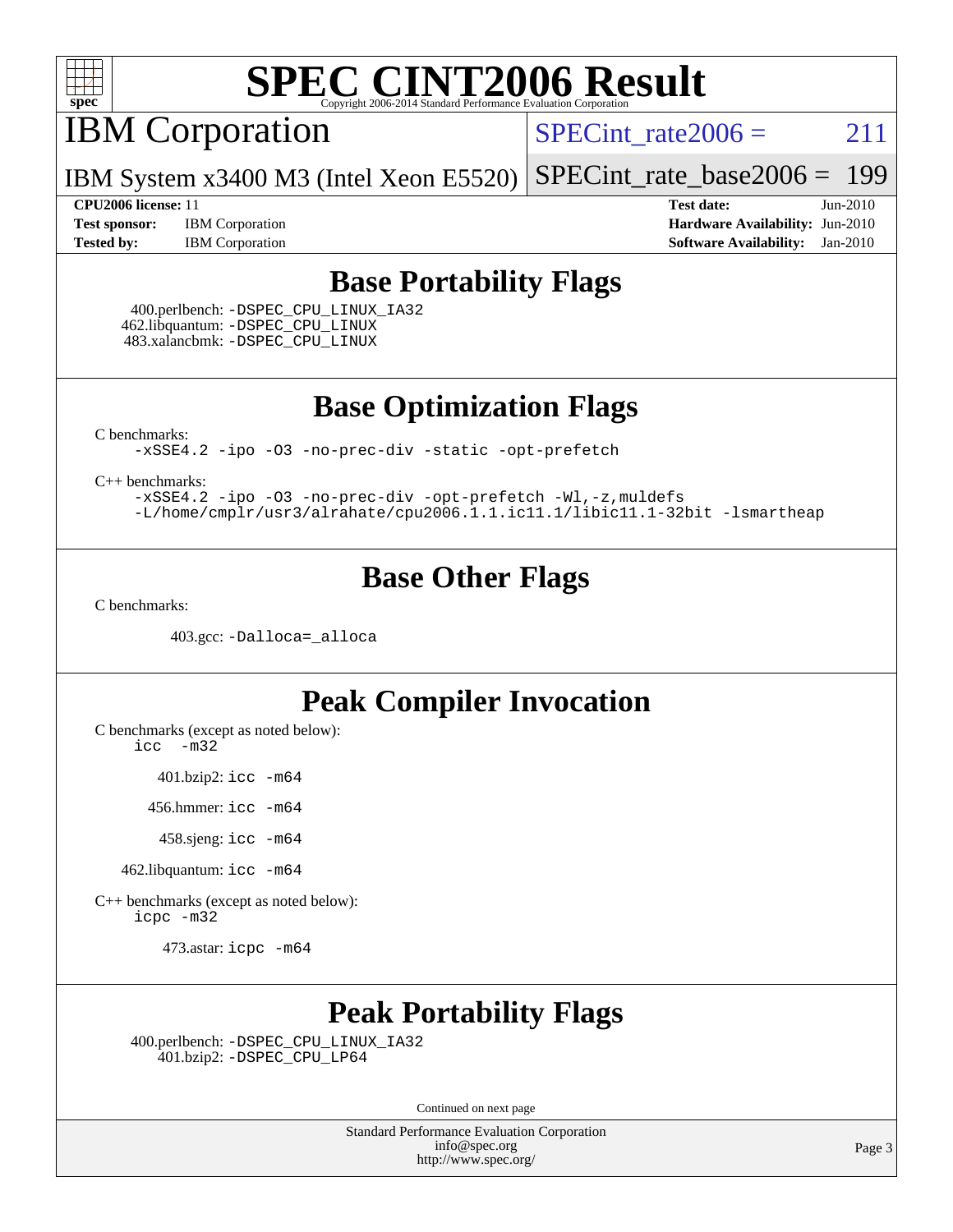# SPEC CINT2006 Result

Copyright 2006-2014 Standard Performance Evaluation Corporation

## IBM Corporation

IBM System x3400 M3 (Intel Xeon E5520)

SPECint_rate2006 = 211

SPECint_rate_base2006 = 199

**CPU2006 license:** 11
**Test sponsor:** IBM Corporation
**Tested by:** IBM Corporation

**Test date:** Jun-2010
**Hardware Availability:** Jun-2010
**Software Availability:** Jan-2010

## Base Portability Flags

400.perlbench: -DSPEC_CPU_LINUX_IA32
462.libquantum: -DSPEC_CPU_LINUX
483.xalancbmk: -DSPEC_CPU_LINUX

## Base Optimization Flags

C benchmarks:

```
-xSSE4.2 -ipo -O3 -no-prec-div -static -opt-prefetch
```

C++ benchmarks:

```
-xSSE4.2 -ipo -O3 -no-prec-div -opt-prefetch -Wl,-z,muldefs
-L/home/cmplr/usr3/alrahate/cpu2006.1.1.ic11.1/libic11.1-32bit -lsmartheap
```

## Base Other Flags

C benchmarks:

403.gcc: -Dalloca=_alloca

## Peak Compiler Invocation

C benchmarks (except as noted below):

```
icc  -m32
```

401.bzip2: icc -m64

456.hmmer: icc -m64

458.sjeng: icc -m64

462.libquantum: icc -m64

C++ benchmarks (except as noted below):

```
icpc -m32
```

473.astar: icpc -m64

## Peak Portability Flags

400.perlbench: -DSPEC_CPU_LINUX_IA32
401.bzip2: -DSPEC_CPU_LP64

Continued on next page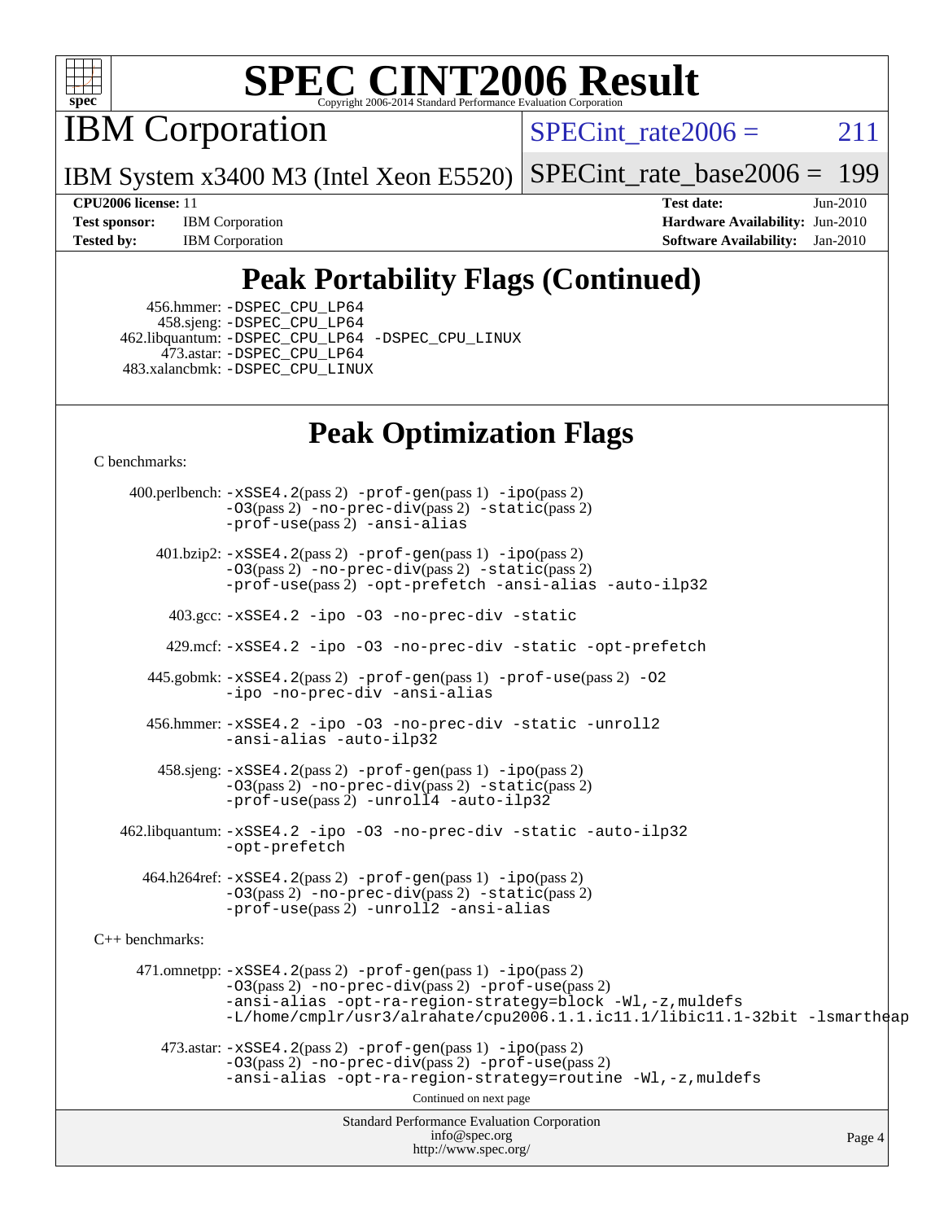# SPEC CINT2006 Result

Copyright 2006-2014 Standard Performance Evaluation Corporation

## IBM Corporation

IBM System x3400 M3 (Intel Xeon E5520)

SPECint_rate2006 = 211

SPECint_rate_base2006 = 199

**CPU2006 license:** 11
**Test sponsor:** IBM Corporation
**Tested by:** IBM Corporation

**Test date:** Jun-2010
**Hardware Availability:** Jun-2010
**Software Availability:** Jan-2010

## Peak Portability Flags (Continued)

456.hmmer: -DSPEC_CPU_LP64
458.sjeng: -DSPEC_CPU_LP64
462.libquantum: -DSPEC_CPU_LP64 -DSPEC_CPU_LINUX
473.astar: -DSPEC_CPU_LP64
483.xalancbmk: -DSPEC_CPU_LINUX

## Peak Optimization Flags

C benchmarks:

400.perlbench: -xSSE4.2(pass 2) -prof-gen(pass 1) -ipo(pass 2) -O3(pass 2) -no-prec-div(pass 2) -static(pass 2) -prof-use(pass 2) -ansi-alias

401.bzip2: -xSSE4.2(pass 2) -prof-gen(pass 1) -ipo(pass 2) -O3(pass 2) -no-prec-div(pass 2) -static(pass 2) -prof-use(pass 2) -opt-prefetch -ansi-alias -auto-ilp32

403.gcc: -xSSE4.2 -ipo -O3 -no-prec-div -static

429.mcf: -xSSE4.2 -ipo -O3 -no-prec-div -static -opt-prefetch

445.gobmk: -xSSE4.2(pass 2) -prof-gen(pass 1) -prof-use(pass 2) -O2 -ipo -no-prec-div -ansi-alias

456.hmmer: -xSSE4.2 -ipo -O3 -no-prec-div -static -unroll2 -ansi-alias -auto-ilp32

458.sjeng: -xSSE4.2(pass 2) -prof-gen(pass 1) -ipo(pass 2) -O3(pass 2) -no-prec-div(pass 2) -static(pass 2) -prof-use(pass 2) -unroll4 -auto-ilp32

462.libquantum: -xSSE4.2 -ipo -O3 -no-prec-div -static -auto-ilp32 -opt-prefetch

464.h264ref: -xSSE4.2(pass 2) -prof-gen(pass 1) -ipo(pass 2) -O3(pass 2) -no-prec-div(pass 2) -static(pass 2) -prof-use(pass 2) -unroll2 -ansi-alias

C++ benchmarks:

471.omnetpp: -xSSE4.2(pass 2) -prof-gen(pass 1) -ipo(pass 2) -O3(pass 2) -no-prec-div(pass 2) -prof-use(pass 2) -ansi-alias -opt-ra-region-strategy=block -Wl,-z,muldefs -L/home/cmplr/usr3/alrahate/cpu2006.1.1.ic11.1/libic11.1-32bit -lsmartheap

473.astar: -xSSE4.2(pass 2) -prof-gen(pass 1) -ipo(pass 2) -O3(pass 2) -no-prec-div(pass 2) -prof-use(pass 2) -ansi-alias -opt-ra-region-strategy=routine -Wl,-z,muldefs

Continued on next page

Standard Performance Evaluation Corporation
info@spec.org
http://www.spec.org/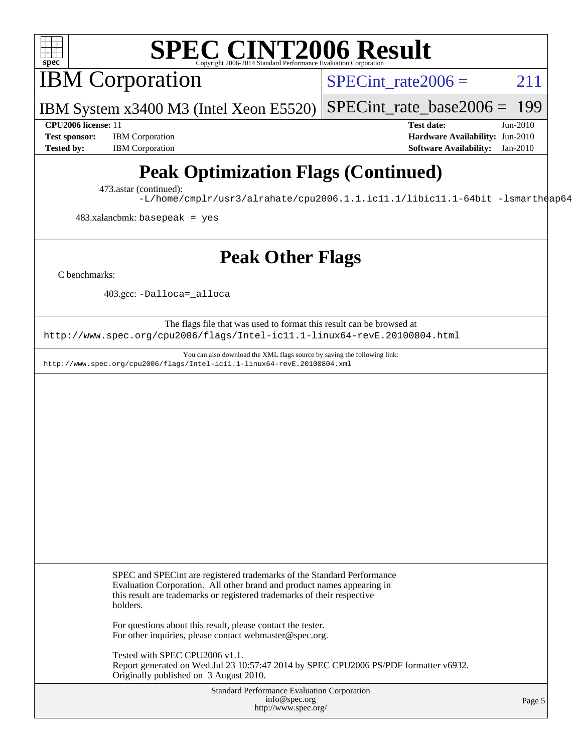## Peak Optimization Flags (Continued)

473.astar (continued):
`-L/home/cmplr/usr3/alrahate/cpu2006.1.1.ic11.1/libic11.1-64bit -lsmartheap64`

483.xalancbmk: `basepeak = yes`

## Peak Other Flags

C benchmarks:

403.gcc: `-Dalloca=_alloca`

The flags file that was used to format this result can be browsed at
http://www.spec.org/cpu2006/flags/Intel-ic11.1-linux64-revE.20100804.html

You can also download the XML flags source by saving the following link:
http://www.spec.org/cpu2006/flags/Intel-ic11.1-linux64-revE.20100804.xml

SPEC and SPECint are registered trademarks of the Standard Performance Evaluation Corporation. All other brand and product names appearing in this result are trademarks or registered trademarks of their respective holders.

For questions about this result, please contact the tester.
For other inquiries, please contact webmaster@spec.org.

Tested with SPEC CPU2006 v1.1.
Report generated on Wed Jul 23 10:57:47 2014 by SPEC CPU2006 PS/PDF formatter v6932.
Originally published on 3 August 2010.